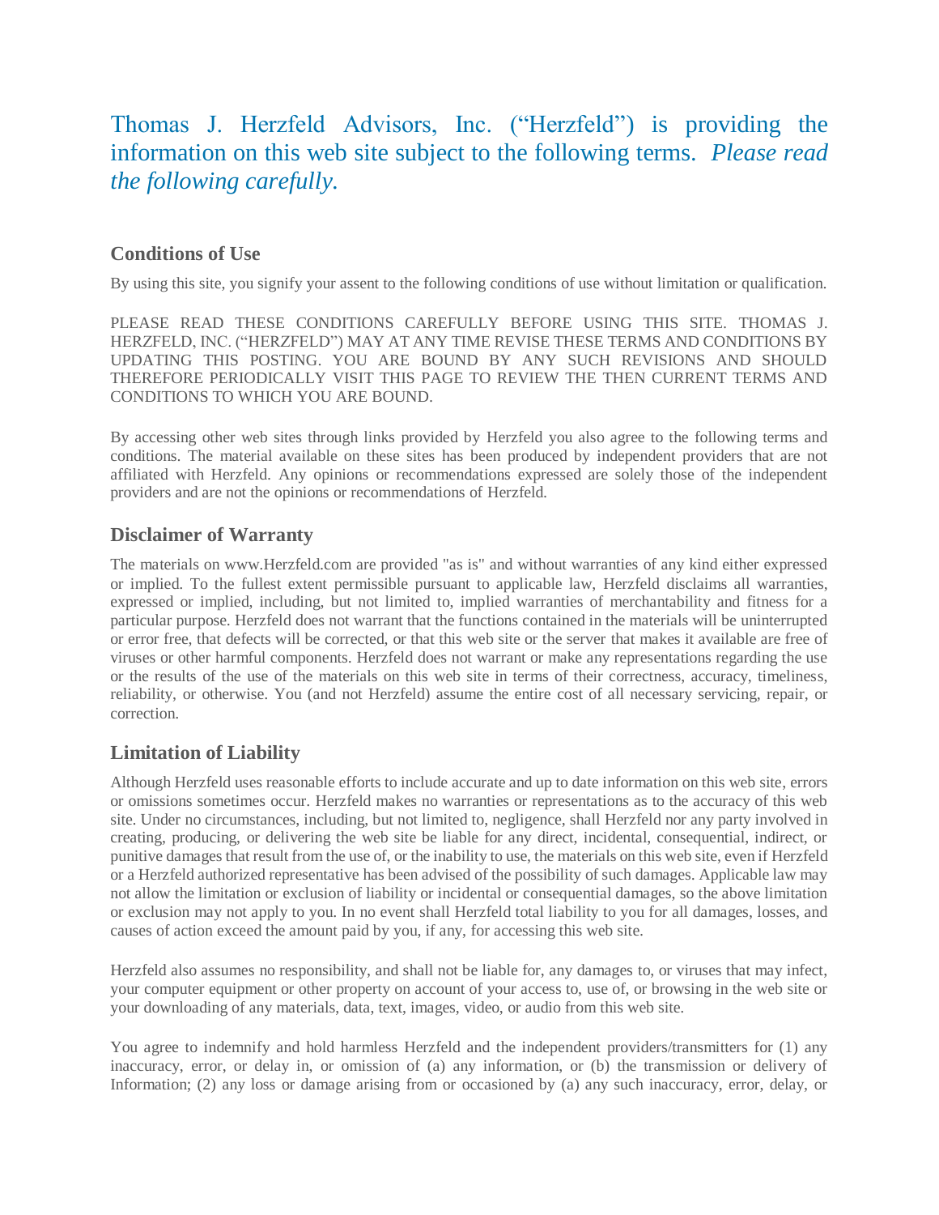Thomas J. Herzfeld Advisors, Inc. ("Herzfeld") is providing the information on this web site subject to the following terms. *Please read the following carefully.*

## Conditions of Use

By using this site, you signify your assent to the following conditions of use without limitation or qualification.

PLEASE READ THESE CONDITIONS CAREFULLY BEFORE USING THIS SITE. THOMAS J. HERZFELD, INC. ("HERZFELD") MAY AT ANY TIME REVISE THESE TERMS AND CONDITIONS BY UPDATING THIS POSTING. YOU ARE BOUND BY ANY SUCH REVISIONS AND SHOULD THEREFORE PERIODICALLY VISIT THIS PAGE TO REVIEW THE THEN CURRENT TERMS AND CONDITIONS TO WHICH YOU ARE BOUND.

By accessing other web sites through links provided by Herzfeld you also agree to the following terms and conditions. The material available on these sites has been produced by independent providers that are not affiliated with Herzfeld. Any opinions or recommendations expressed are solely those of the independent providers and are not the opinions or recommendations of Herzfeld.

## Disclaimer of Warranty

The materials on www.Herzfeld.com are provided "as is" and without warranties of any kind either expressed or implied. To the fullest extent permissible pursuant to applicable law, Herzfeld disclaims all warranties, expressed or implied, including, but not limited to, implied warranties of merchantability and fitness for a particular purpose. Herzfeld does not warrant that the functions contained in the materials will be uninterrupted or error free, that defects will be corrected, or that this web site or the server that makes it available are free of viruses or other harmful components. Herzfeld does not warrant or make any representations regarding the use or the results of the use of the materials on this web site in terms of their correctness, accuracy, timeliness, reliability, or otherwise. You (and not Herzfeld) assume the entire cost of all necessary servicing, repair, or correction.

## Limitation of Liability

Although Herzfeld uses reasonable efforts to include accurate and up to date information on this web site, errors or omissions sometimes occur. Herzfeld makes no warranties or representations as to the accuracy of this web site. Under no circumstances, including, but not limited to, negligence, shall Herzfeld nor any party involved in creating, producing, or delivering the web site be liable for any direct, incidental, consequential, indirect, or punitive damages that result from the use of, or the inability to use, the materials on this web site, even if Herzfeld or a Herzfeld authorized representative has been advised of the possibility of such damages. Applicable law may not allow the limitation or exclusion of liability or incidental or consequential damages, so the above limitation or exclusion may not apply to you. In no event shall Herzfeld total liability to you for all damages, losses, and causes of action exceed the amount paid by you, if any, for accessing this web site.

Herzfeld also assumes no responsibility, and shall not be liable for, any damages to, or viruses that may infect, your computer equipment or other property on account of your access to, use of, or browsing in the web site or your downloading of any materials, data, text, images, video, or audio from this web site.

You agree to indemnify and hold harmless Herzfeld and the independent providers/transmitters for (1) any inaccuracy, error, or delay in, or omission of (a) any information, or (b) the transmission or delivery of Information; (2) any loss or damage arising from or occasioned by (a) any such inaccuracy, error, delay, or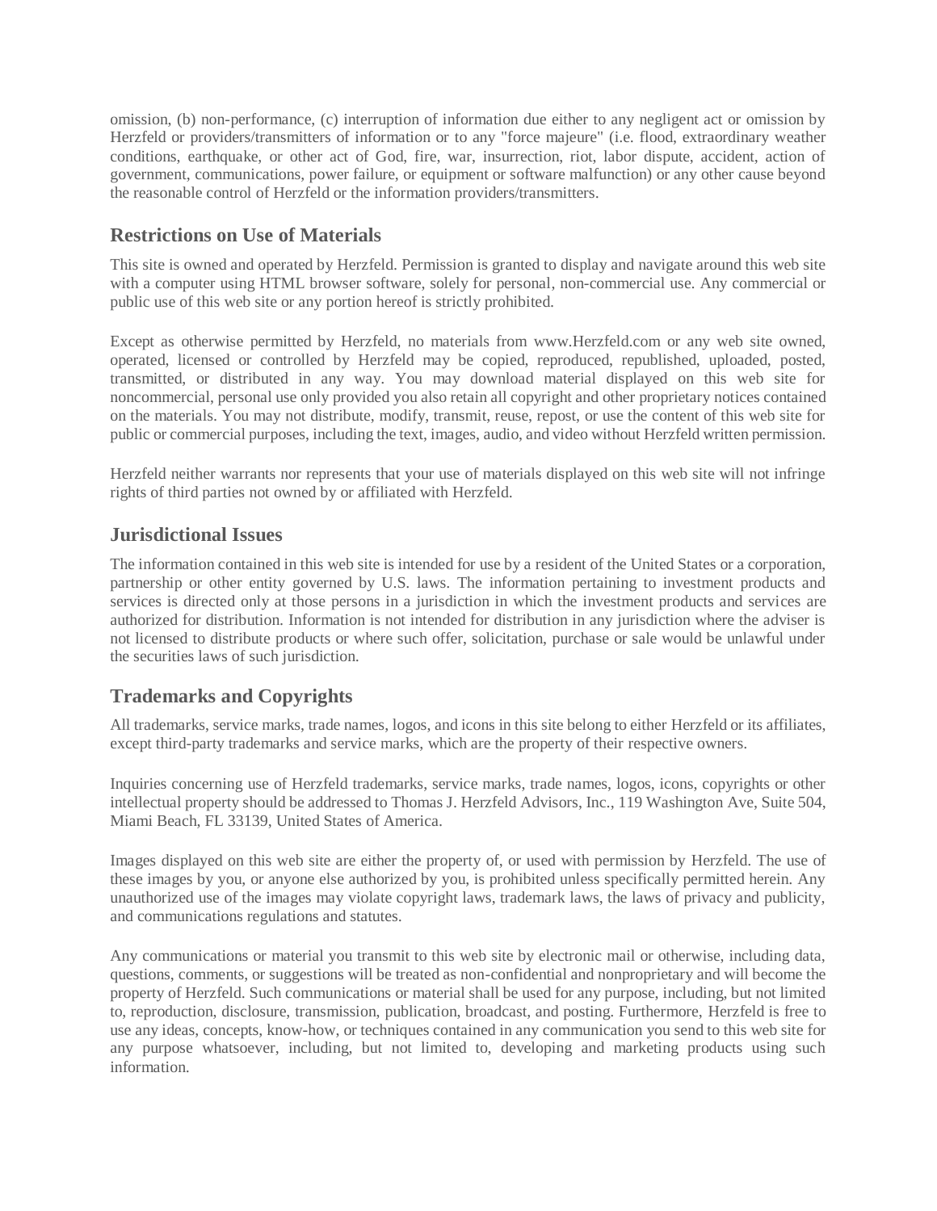omission, (b) non-performance, (c) interruption of information due either to any negligent act or omission by Herzfeld or providers/transmitters of information or to any "force majeure" (i.e. flood, extraordinary weather conditions, earthquake, or other act of God, fire, war, insurrection, riot, labor dispute, accident, action of government, communications, power failure, or equipment or software malfunction) or any other cause beyond the reasonable control of Herzfeld or the information providers/transmitters.

## Restrictions on Use of Materials

This site is owned and operated by Herzfeld. Permission is granted to display and navigate around this web site with a computer using HTML browser software, solely for personal, non-commercial use. Any commercial or public use of this web site or any portion hereof is strictly prohibited.

Except as otherwise permitted by Herzfeld, no materials from www.Herzfeld.com or any web site owned, operated, licensed or controlled by Herzfeld may be copied, reproduced, republished, uploaded, posted, transmitted, or distributed in any way. You may download material displayed on this web site for noncommercial, personal use only provided you also retain all copyright and other proprietary notices contained on the materials. You may not distribute, modify, transmit, reuse, repost, or use the content of this web site for public or commercial purposes, including the text, images, audio, and video without Herzfeld written permission.

Herzfeld neither warrants nor represents that your use of materials displayed on this web site will not infringe rights of third parties not owned by or affiliated with Herzfeld.

## Jurisdictional Issues

The information contained in this web site is intended for use by a resident of the United States or a corporation, partnership or other entity governed by U.S. laws. The information pertaining to investment products and services is directed only at those persons in a jurisdiction in which the investment products and services are authorized for distribution. Information is not intended for distribution in any jurisdiction where the adviser is not licensed to distribute products or where such offer, solicitation, purchase or sale would be unlawful under the securities laws of such jurisdiction.

## Trademarks and Copyrights

All trademarks, service marks, trade names, logos, and icons in this site belong to either Herzfeld or its affiliates, except third-party trademarks and service marks, which are the property of their respective owners.

Inquiries concerning use of Herzfeld trademarks, service marks, trade names, logos, icons, copyrights or other intellectual property should be addressed to Thomas J. Herzfeld Advisors, Inc., 119 Washington Ave, Suite 504, Miami Beach, FL 33139, United States of America.

Images displayed on this web site are either the property of, or used with permission by Herzfeld. The use of these images by you, or anyone else authorized by you, is prohibited unless specifically permitted herein. Any unauthorized use of the images may violate copyright laws, trademark laws, the laws of privacy and publicity, and communications regulations and statutes.

Any communications or material you transmit to this web site by electronic mail or otherwise, including data, questions, comments, or suggestions will be treated as non-confidential and nonproprietary and will become the property of Herzfeld. Such communications or material shall be used for any purpose, including, but not limited to, reproduction, disclosure, transmission, publication, broadcast, and posting. Furthermore, Herzfeld is free to use any ideas, concepts, know-how, or techniques contained in any communication you send to this web site for any purpose whatsoever, including, but not limited to, developing and marketing products using such information.